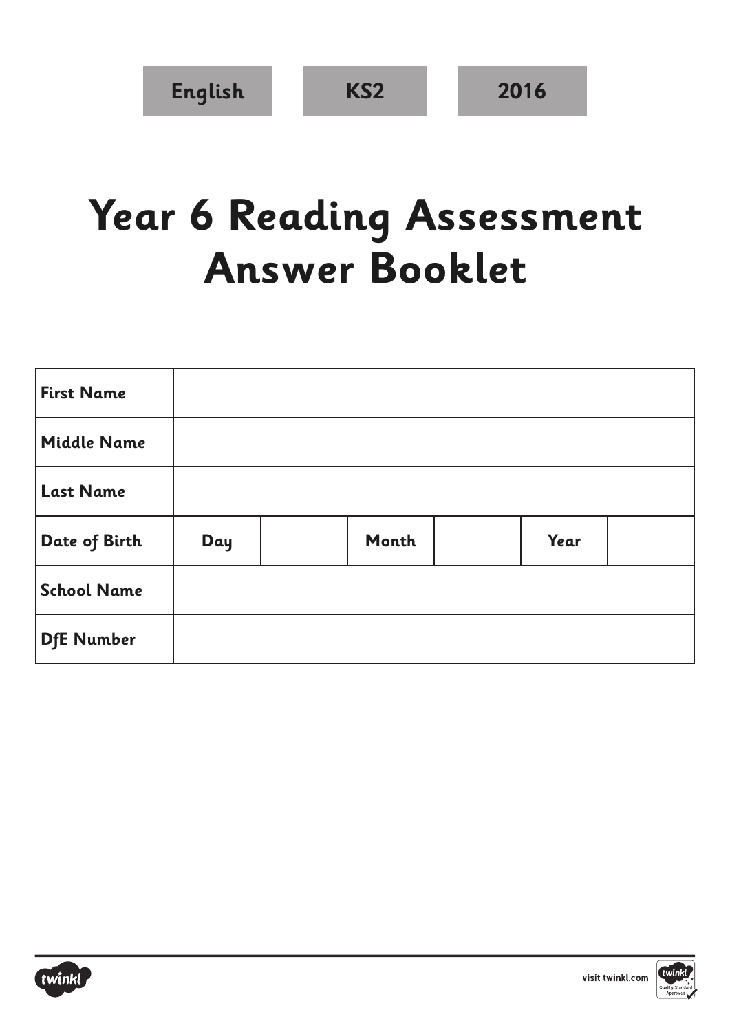English | KS2 | 2016

# Year 6 Reading Assessment Answer Booklet

| | | | | | | |
|---|---|---|---|---|---|---|
| **First Name** | | | | | | |
| **Middle Name** | | | | | | |
| **Last Name** | | | | | | |
| **Date of Birth** | **Day** | | **Month** | | **Year** | |
| **School Name** | | | | | | |
| **DfE Number** | | | | | | |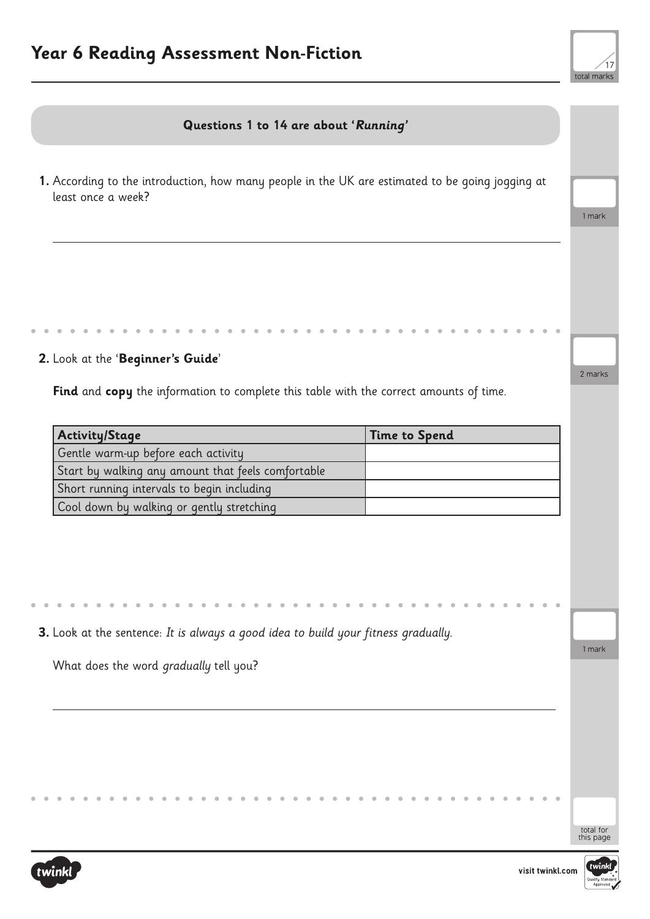# Year 6 Reading Assessment Non-Fiction

17 total marks

**Questions 1 to 14 are about '*Running*'**

**1.** According to the introduction, how many people in the UK are estimated to be going jogging at least once a week?

1 mark

**2.** Look at the '**Beginner's Guide**'

**Find** and **copy** the information to complete this table with the correct amounts of time.

| Activity/Stage | Time to Spend |
|---|---|
| Gentle warm-up before each activity | |
| Start by walking any amount that feels comfortable | |
| Short running intervals to begin including | |
| Cool down by walking or gently stretching | |

2 marks

**3.** Look at the sentence: *It is always a good idea to build your fitness gradually.*

What does the word *gradually* tell you?

1 mark

total for this page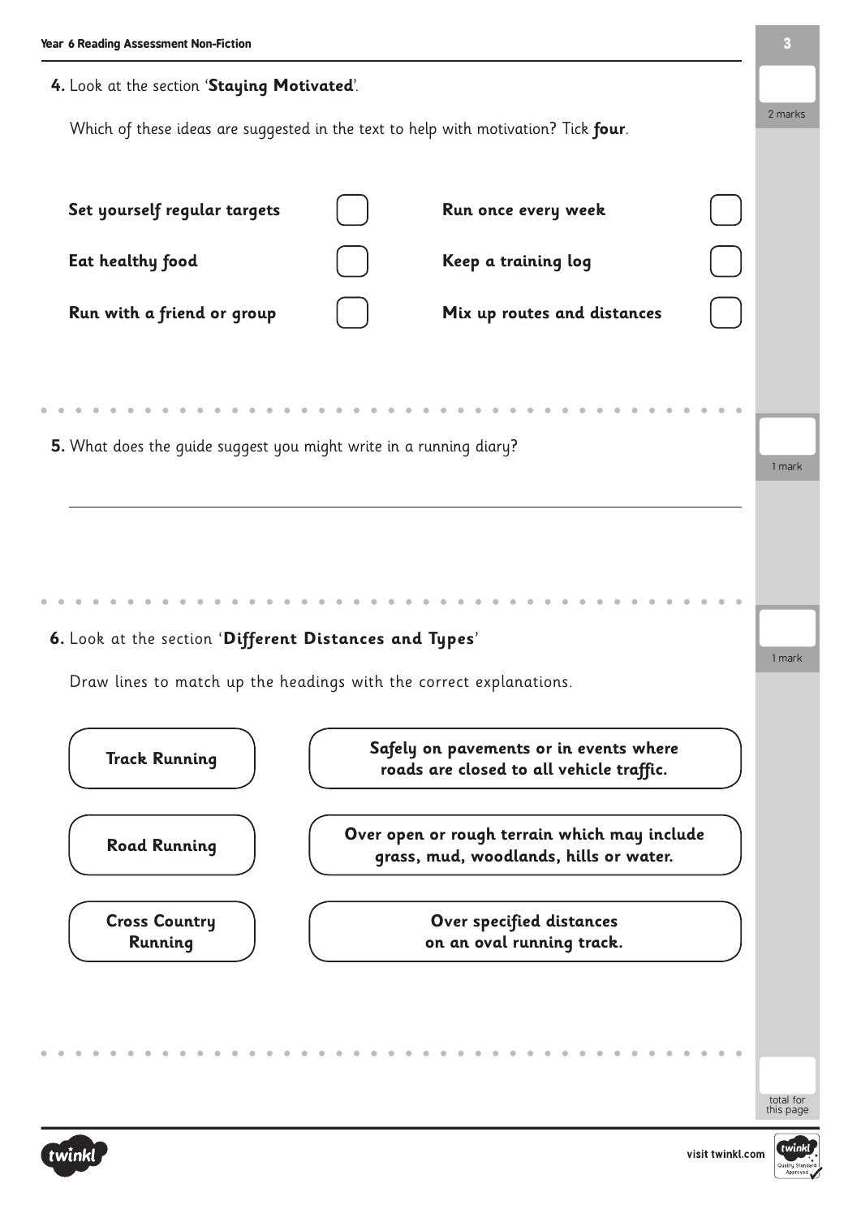**4.** Look at the section '**Staying Motivated**'.

Which of these ideas are suggested in the text to help with motivation? Tick **four**.

2 marks

| | | | |
|---|---|---|---|
| **Set yourself regular targets** | ☐ | **Run once every week** | ☐ |
| **Eat healthy food** | ☐ | **Keep a training log** | ☐ |
| **Run with a friend or group** | ☐ | **Mix up routes and distances** | ☐ |

**5.** What does the guide suggest you might write in a running diary?

1 mark

______________________________________________________________________

**6.** Look at the section '**Different Distances and Types**'

Draw lines to match up the headings with the correct explanations.

1 mark

| | |
|---|---|
| **Track Running** | **Safely on pavements or in events where roads are closed to all vehicle traffic.** |
| **Road Running** | **Over open or rough terrain which may include grass, mud, woodlands, hills or water.** |
| **Cross Country Running** | **Over specified distances on an oval running track.** |

total for this page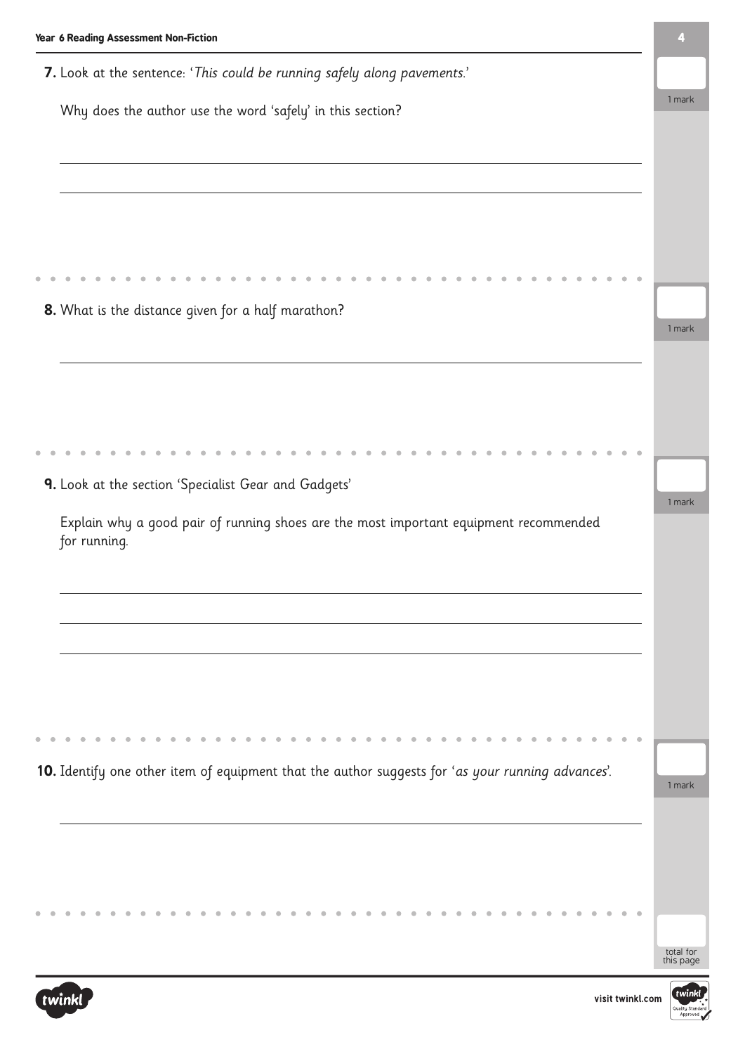**7.** Look at the sentence: '*This could be running safely along pavements.*'

Why does the author use the word 'safely' in this section?

1 mark

**8.** What is the distance given for a half marathon?

1 mark

**9.** Look at the section 'Specialist Gear and Gadgets'

Explain why a good pair of running shoes are the most important equipment recommended for running.

1 mark

**10.** Identify one other item of equipment that the author suggests for '*as your running advances*'.

1 mark

total for this page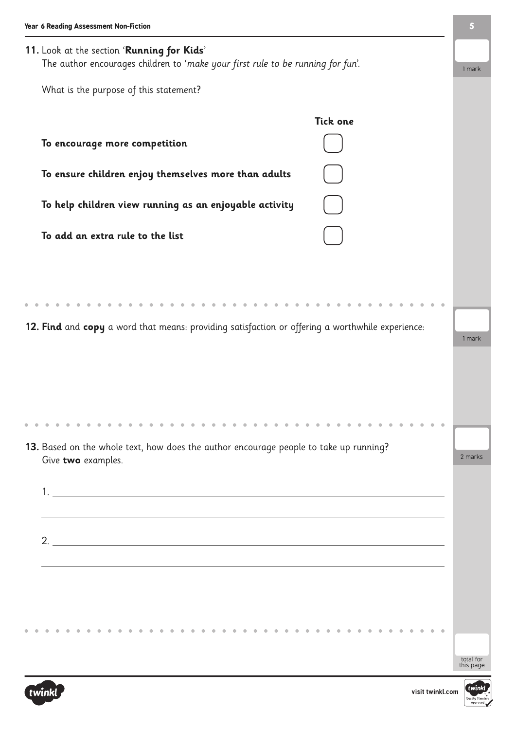**11.** Look at the section '**Running for Kids**'
The author encourages children to '*make your first rule to be running for fun*'.

1 mark

What is the purpose of this statement?

| | **Tick one** |
|---|---|
| **To encourage more competition** | ☐ |
| **To ensure children enjoy themselves more than adults** | ☐ |
| **To help children view running as an enjoyable activity** | ☐ |
| **To add an extra rule to the list** | ☐ |

**12. Find** and **copy** a word that means: providing satisfaction or offering a worthwhile experience:

1 mark

______________________________________________

**13.** Based on the whole text, how does the author encourage people to take up running?
Give **two** examples.

2 marks

1. ______________________________________________

______________________________________________

2. ______________________________________________

______________________________________________

total for this page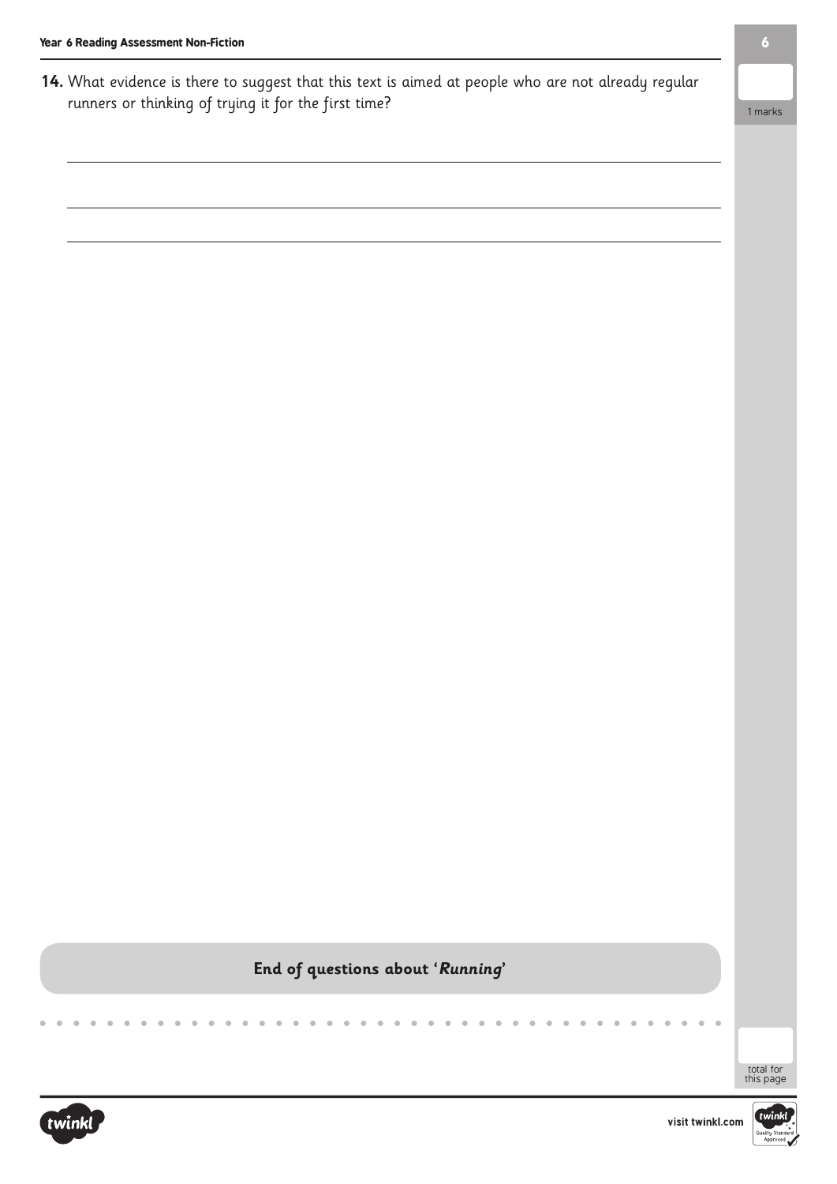**14.** What evidence is there to suggest that this text is aimed at people who are not already regular runners or thinking of trying it for the first time?

1 marks

**End of questions about '*Running*'**

total for this page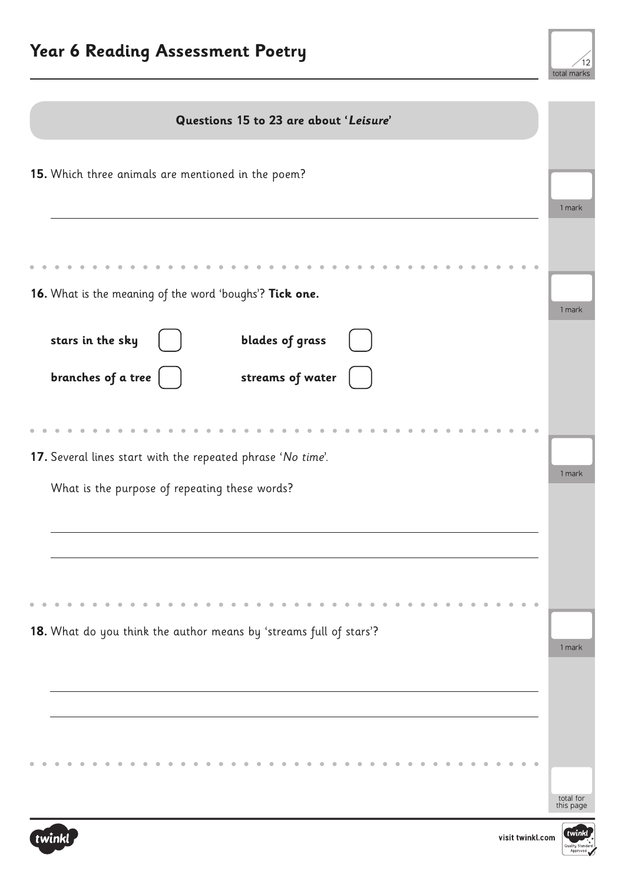# Year 6 Reading Assessment Poetry

12 total marks

**Questions 15 to 23 are about '*Leisure*'**

**15.** Which three animals are mentioned in the poem?

1 mark

**16.** What is the meaning of the word 'boughs'? **Tick one.**

**stars in the sky** ☐ **blades of grass** ☐

**branches of a tree** ☐ **streams of water** ☐

1 mark

**17.** Several lines start with the repeated phrase '*No time*'.

What is the purpose of repeating these words?

1 mark

**18.** What do you think the author means by 'streams full of stars'?

1 mark

total for this page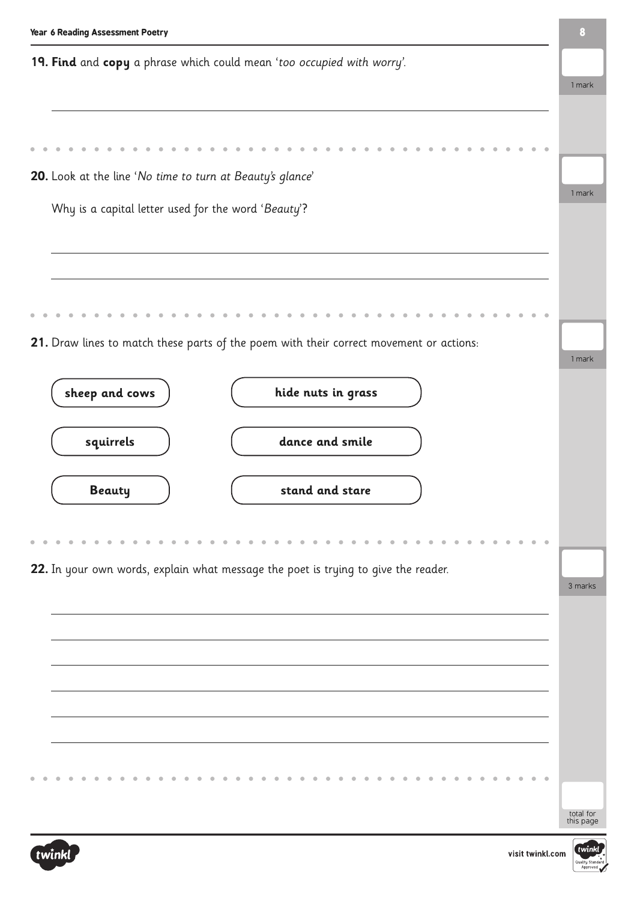**19. Find** and **copy** a phrase which could mean '*too occupied with worry*'.

1 mark

______________________________________________

**20.** Look at the line '*No time to turn at Beauty's glance*'

Why is a capital letter used for the word '*Beauty*'?

1 mark

______________________________________________

______________________________________________

**21.** Draw lines to match these parts of the poem with their correct movement or actions:

1 mark

| | |
|---|---|
| **sheep and cows** | **hide nuts in grass** |
| **squirrels** | **dance and smile** |
| **Beauty** | **stand and stare** |

**22.** In your own words, explain what message the poet is trying to give the reader.

3 marks

______________________________________________

______________________________________________

______________________________________________

______________________________________________

______________________________________________

______________________________________________

total for this page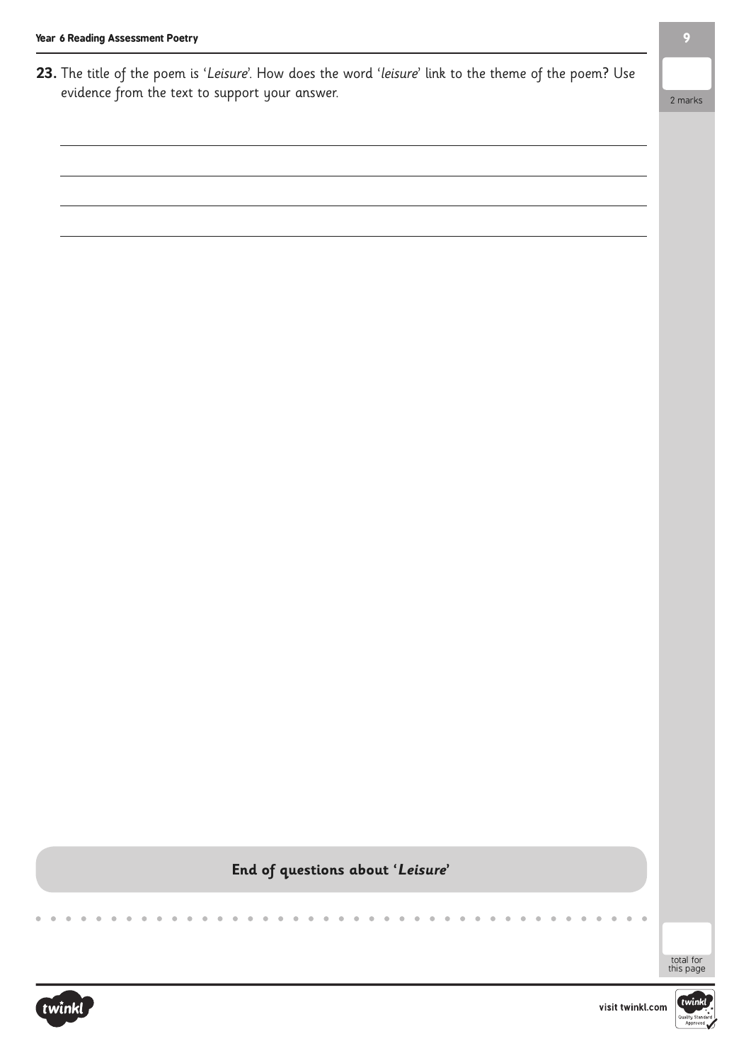**23.** The title of the poem is '*Leisure*'. How does the word '*leisure*' link to the theme of the poem? Use evidence from the text to support your answer.

2 marks

**End of questions about '*Leisure*'**

total for this page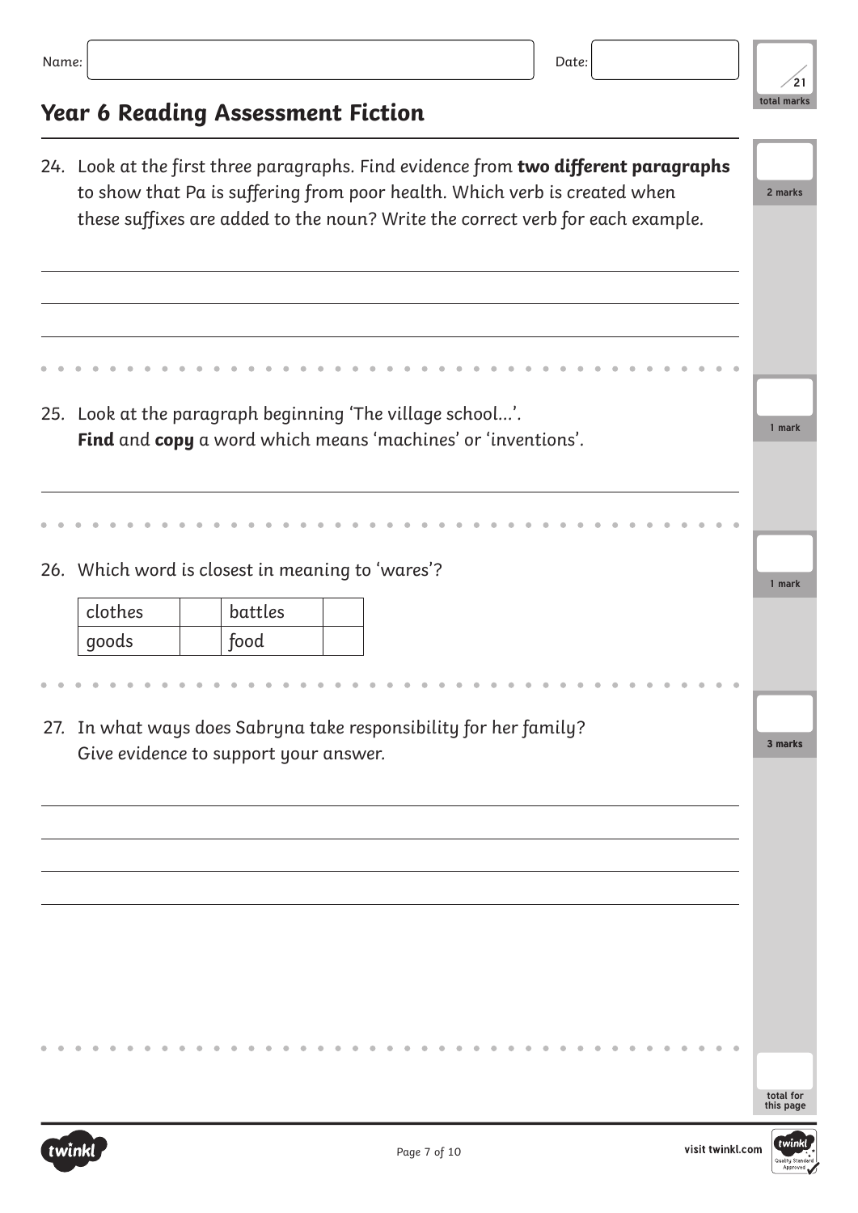Name: Date:

21 total marks

## Year 6 Reading Assessment Fiction

24. Look at the first three paragraphs. Find evidence from **two different paragraphs** to show that Pa is suffering from poor health. Which verb is created when these suffixes are added to the noun? Write the correct verb for each example.

2 marks

25. Look at the paragraph beginning 'The village school...'.
**Find** and **copy** a word which means 'machines' or 'inventions'.

1 mark

26. Which word is closest in meaning to 'wares'?

| | | | |
|---|---|---|---|
| clothes | | battles | |
| goods | | food | |

1 mark

27. In what ways does Sabryna take responsibility for her family?
Give evidence to support your answer.

3 marks

total for this page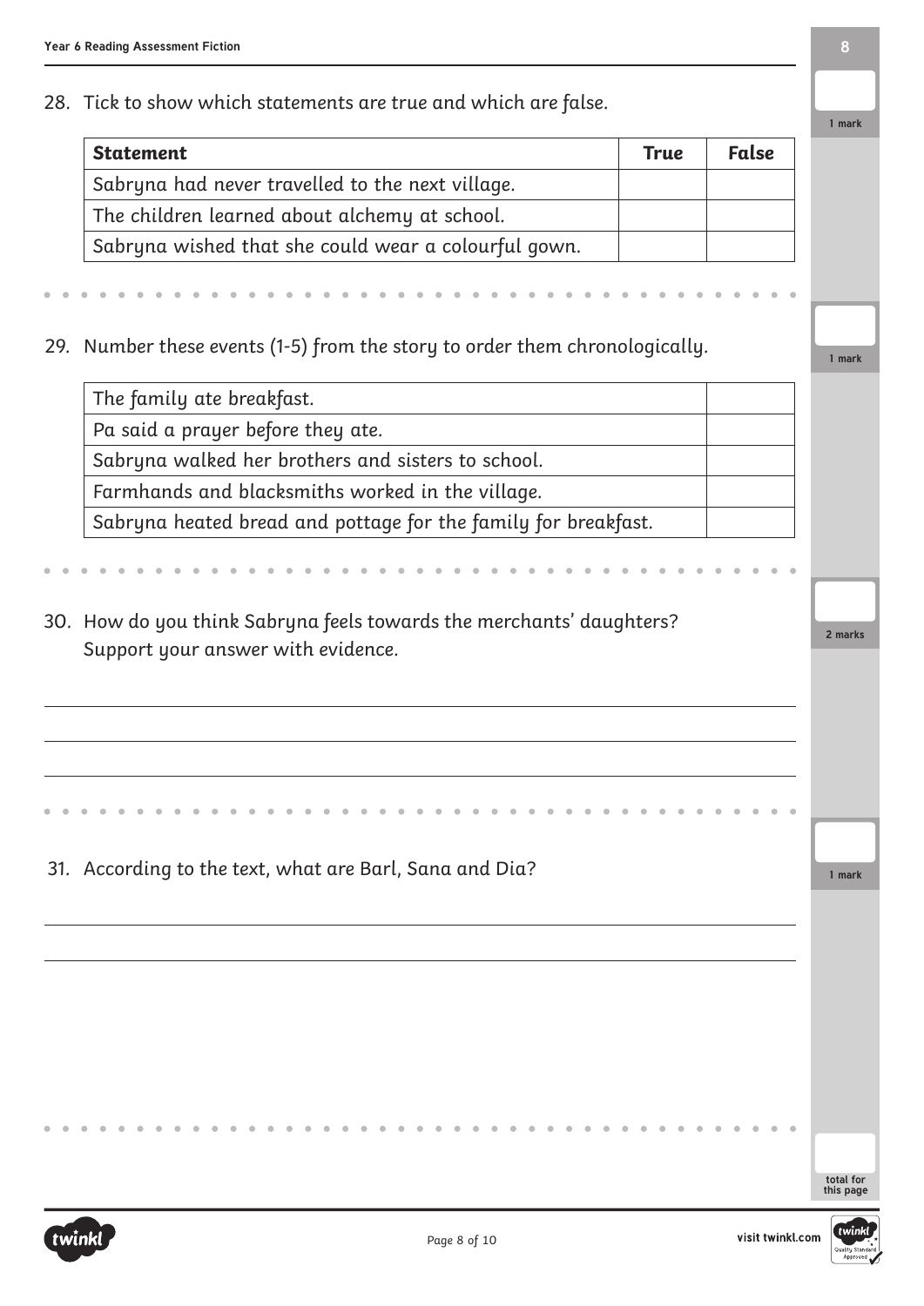28. Tick to show which statements are true and which are false.

1 mark

| Statement | True | False |
|---|---|---|
| Sabryna had never travelled to the next village. | | |
| The children learned about alchemy at school. | | |
| Sabryna wished that she could wear a colourful gown. | | |

29. Number these events (1-5) from the story to order them chronologically.

1 mark

| | |
|---|---|
| The family ate breakfast. | |
| Pa said a prayer before they ate. | |
| Sabryna walked her brothers and sisters to school. | |
| Farmhands and blacksmiths worked in the village. | |
| Sabryna heated bread and pottage for the family for breakfast. | |

30. How do you think Sabryna feels towards the merchants' daughters? Support your answer with evidence.

2 marks

31. According to the text, what are Barl, Sana and Dia?

1 mark

total for this page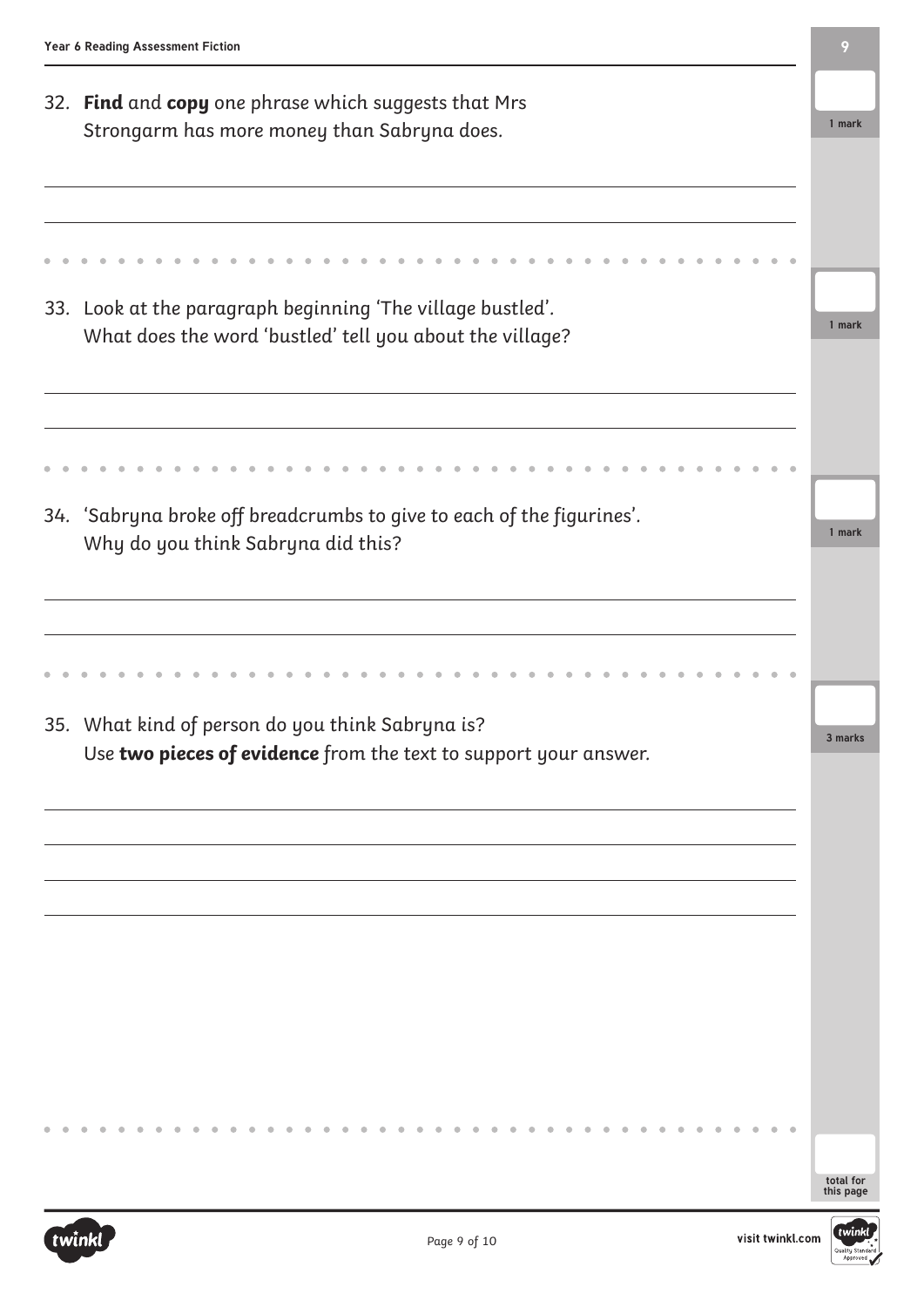32. **Find** and **copy** one phrase which suggests that Mrs Strongarm has more money than Sabryna does.

1 mark

33. Look at the paragraph beginning 'The village bustled'. What does the word 'bustled' tell you about the village?

1 mark

34. 'Sabryna broke off breadcrumbs to give to each of the figurines'. Why do you think Sabryna did this?

1 mark

35. What kind of person do you think Sabryna is? Use **two pieces of evidence** from the text to support your answer.

3 marks

total for this page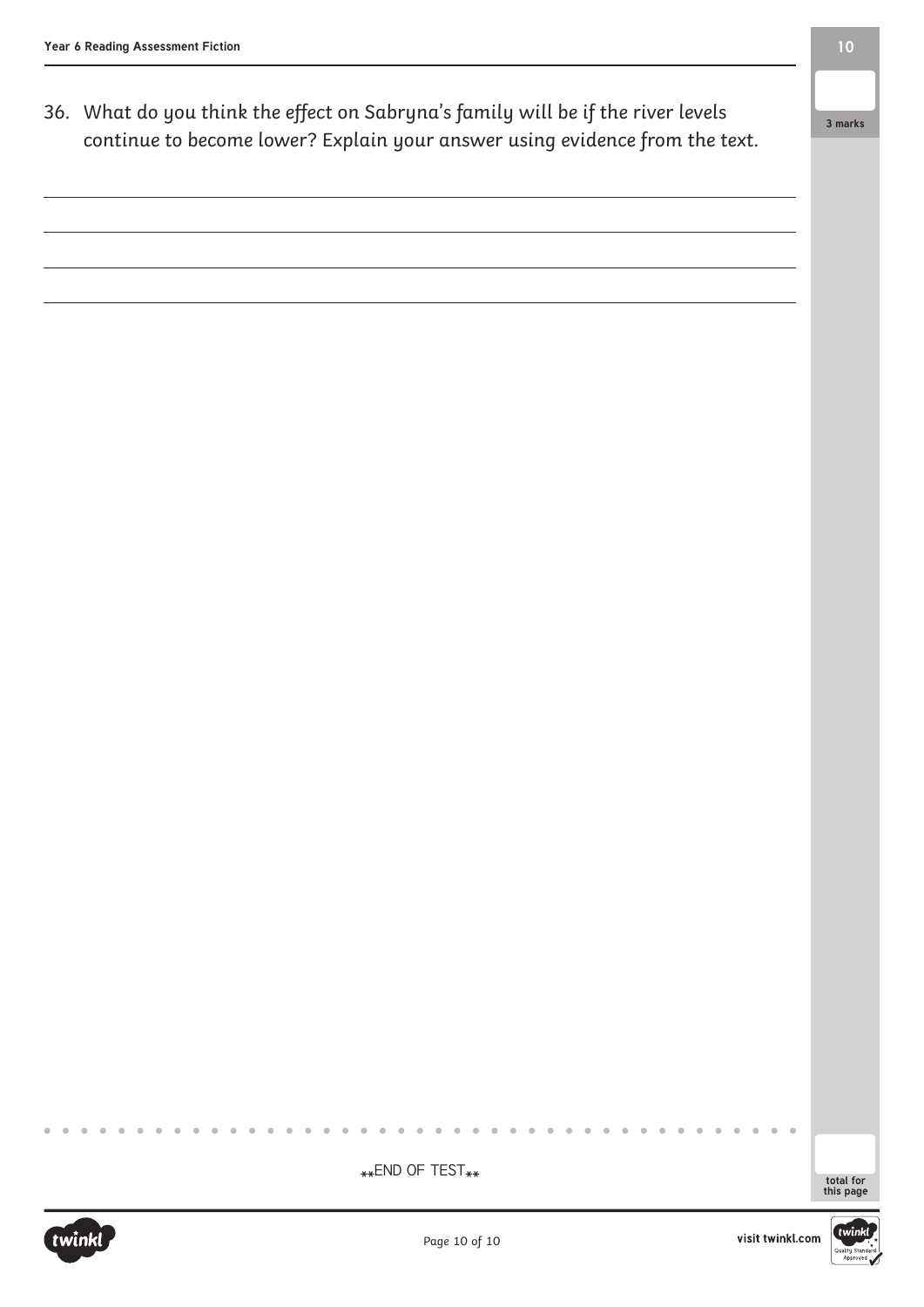36. What do you think the effect on Sabryna's family will be if the river levels continue to become lower? Explain your answer using evidence from the text.

3 marks

_______________________________________________

_______________________________________________

_______________________________________________

_______________________________________________

total for this page

**END OF TEST**